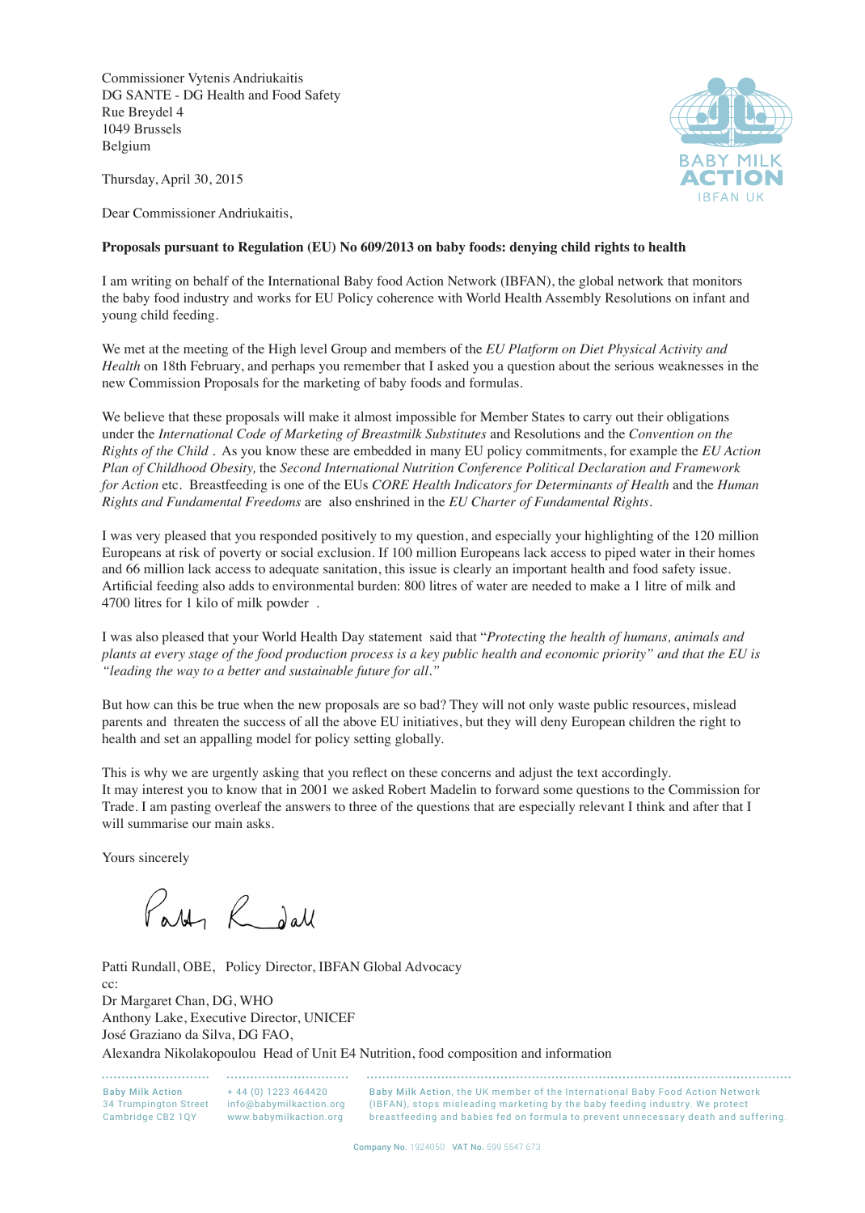Commissioner Vytenis Andriukaitis
DG SANTE - DG Health and Food Safety
Rue Breydel 4
1049 Brussels
Belgium

BABY MILK ACTION
IBFAN UK

Thursday, April 30, 2015

Dear Commissioner Andriukaitis,

**Proposals pursuant to Regulation (EU) No 609/2013 on baby foods: denying child rights to health**

I am writing on behalf of the International Baby food Action Network (IBFAN), the global network that monitors the baby food industry and works for EU Policy coherence with World Health Assembly Resolutions on infant and young child feeding.

We met at the meeting of the High level Group and members of the *EU Platform on Diet Physical Activity and Health* on 18th February, and perhaps you remember that I asked you a question about the serious weaknesses in the new Commission Proposals for the marketing of baby foods and formulas.

We believe that these proposals will make it almost impossible for Member States to carry out their obligations under the *International Code of Marketing of Breastmilk Substitutes* and Resolutions and the *Convention on the Rights of the Child* . As you know these are embedded in many EU policy commitments, for example the *EU Action Plan of Childhood Obesity,* the *Second International Nutrition Conference Political Declaration and Framework for Action* etc. Breastfeeding is one of the EUs *CORE Health Indicators for Determinants of Health* and the *Human Rights and Fundamental Freedoms* are also enshrined in the *EU Charter of Fundamental Rights*.

I was very pleased that you responded positively to my question, and especially your highlighting of the 120 million Europeans at risk of poverty or social exclusion. If 100 million Europeans lack access to piped water in their homes and 66 million lack access to adequate sanitation, this issue is clearly an important health and food safety issue. Artificial feeding also adds to environmental burden: 800 litres of water are needed to make a 1 litre of milk and 4700 litres for 1 kilo of milk powder .

I was also pleased that your World Health Day statement said that "*Protecting the health of humans, animals and plants at every stage of the food production process is a key public health and economic priority" and that the EU is "leading the way to a better and sustainable future for all."*

But how can this be true when the new proposals are so bad? They will not only waste public resources, mislead parents and threaten the success of all the above EU initiatives, but they will deny European children the right to health and set an appalling model for policy setting globally.

This is why we are urgently asking that you reflect on these concerns and adjust the text accordingly.
It may interest you to know that in 2001 we asked Robert Madelin to forward some questions to the Commission for Trade. I am pasting overleaf the answers to three of the questions that are especially relevant I think and after that I will summarise our main asks.

Yours sincerely

Patti Rundall

Patti Rundall, OBE, Policy Director, IBFAN Global Advocacy
cc:
Dr Margaret Chan, DG, WHO
Anthony Lake, Executive Director, UNICEF
José Graziano da Silva, DG FAO,
Alexandra Nikolakopoulou Head of Unit E4 Nutrition, food composition and information

Baby Milk Action
34 Trumpington Street
Cambridge CB2 1QY

+ 44 (0) 1223 464420
info@babymilkaction.org
www.babymilkaction.org

Baby Milk Action, the UK member of the International Baby Food Action Network (IBFAN), stops misleading marketing by the baby feeding industry. We protect breastfeeding and babies fed on formula to prevent unnecessary death and suffering.

Company No. 1924050 VAT No. 599 5547 673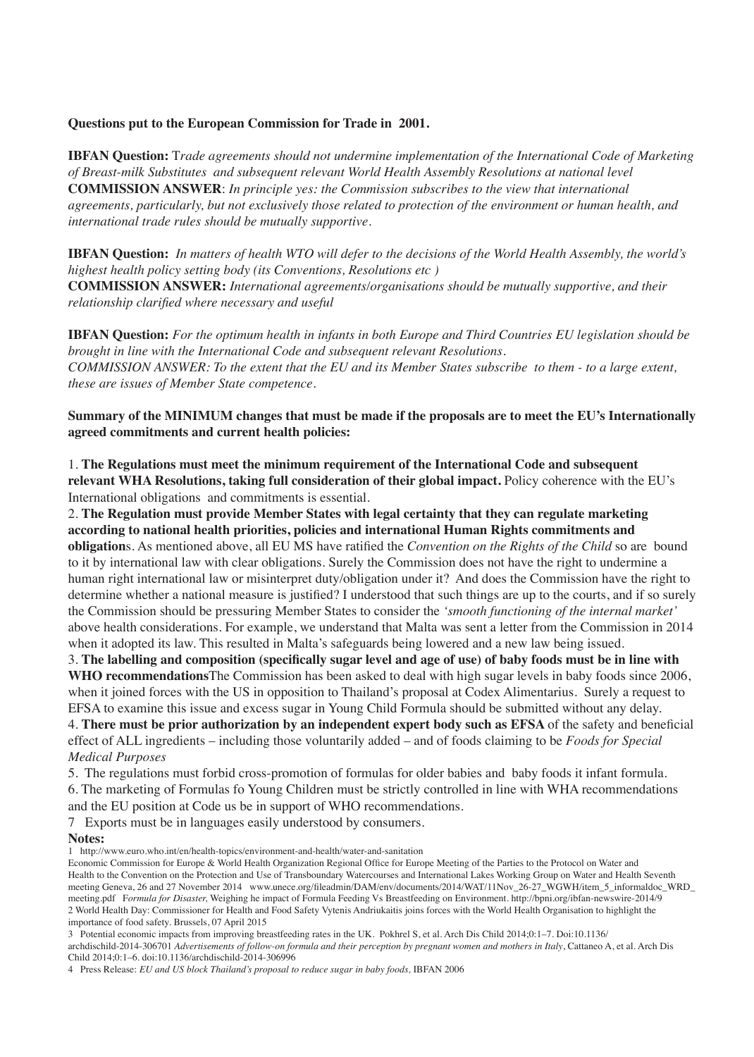**Questions put to the European Commission for Trade in 2001.**

**IBFAN Question:** *Trade agreements should not undermine implementation of the International Code of Marketing of Breast-milk Substitutes and subsequent relevant World Health Assembly Resolutions at national level*
**COMMISSION ANSWER**: *In principle yes: the Commission subscribes to the view that international agreements, particularly, but not exclusively those related to protection of the environment or human health, and international trade rules should be mutually supportive.*

**IBFAN Question:** *In matters of health WTO will defer to the decisions of the World Health Assembly, the world's highest health policy setting body (its Conventions, Resolutions etc )*
**COMMISSION ANSWER:** *International agreements/organisations should be mutually supportive, and their relationship clarified where necessary and useful*

**IBFAN Question:** *For the optimum health in infants in both Europe and Third Countries EU legislation should be brought in line with the International Code and subsequent relevant Resolutions.*
*COMMISSION ANSWER: To the extent that the EU and its Member States subscribe to them - to a large extent, these are issues of Member State competence.*

**Summary of the MINIMUM changes that must be made if the proposals are to meet the EU's Internationally agreed commitments and current health policies:**

1. **The Regulations must meet the minimum requirement of the International Code and subsequent relevant WHA Resolutions, taking full consideration of their global impact.** Policy coherence with the EU's International obligations and commitments is essential.
2. **The Regulation must provide Member States with legal certainty that they can regulate marketing according to national health priorities, policies and international Human Rights commitments and obligation**s. As mentioned above, all EU MS have ratified the *Convention on the Rights of the Child* so are bound to it by international law with clear obligations. Surely the Commission does not have the right to undermine a human right international law or misinterpret duty/obligation under it? And does the Commission have the right to determine whether a national measure is justified? I understood that such things are up to the courts, and if so surely the Commission should be pressuring Member States to consider the *'smooth functioning of the internal market'* above health considerations. For example, we understand that Malta was sent a letter from the Commission in 2014 when it adopted its law. This resulted in Malta's safeguards being lowered and a new law being issued.
3. **The labelling and composition (specifically sugar level and age of use) of baby foods must be in line with WHO recommendations**The Commission has been asked to deal with high sugar levels in baby foods since 2006, when it joined forces with the US in opposition to Thailand's proposal at Codex Alimentarius. Surely a request to EFSA to examine this issue and excess sugar in Young Child Formula should be submitted without any delay.
4. **There must be prior authorization by an independent expert body such as EFSA** of the safety and beneficial effect of ALL ingredients – including those voluntarily added – and of foods claiming to be *Foods for Special Medical Purposes*
5. The regulations must forbid cross-promotion of formulas for older babies and baby foods it infant formula.
6. The marketing of Formulas fo Young Children must be strictly controlled in line with WHA recommendations and the EU position at Code us be in support of WHO recommendations.
7. Exports must be in languages easily understood by consumers.

**Notes:**

1 http://www.euro.who.int/en/health-topics/environment-and-health/water-and-sanitation
Economic Commission for Europe & World Health Organization Regional Office for Europe Meeting of the Parties to the Protocol on Water and Health to the Convention on the Protection and Use of Transboundary Watercourses and International Lakes Working Group on Water and Health Seventh meeting Geneva, 26 and 27 November 2014 www.unece.org/fileadmin/DAM/env/documents/2014/WAT/11Nov_26-27_WGWH/item_5_informaldoc_WRD_meeting.pdf *Formula for Disaster,* Weighing he impact of Formula Feeding Vs Breastfeeding on Environment. http://bpni.org/ibfan-newswire-2014/9
2 World Health Day: Commissioner for Health and Food Safety Vytenis Andriukaitis joins forces with the World Health Organisation to highlight the importance of food safety. Brussels, 07 April 2015
3 Potential economic impacts from improving breastfeeding rates in the UK. Pokhrel S, et al. Arch Dis Child 2014;0:1–7. Doi:10.1136/archdischild-2014-306701 *Advertisements of follow-on formula and their perception by pregnant women and mothers in Italy*, Cattaneo A, et al. Arch Dis Child 2014;0:1–6. doi:10.1136/archdischild-2014-306996
4 Press Release: *EU and US block Thailand's proposal to reduce sugar in baby foods,* IBFAN 2006